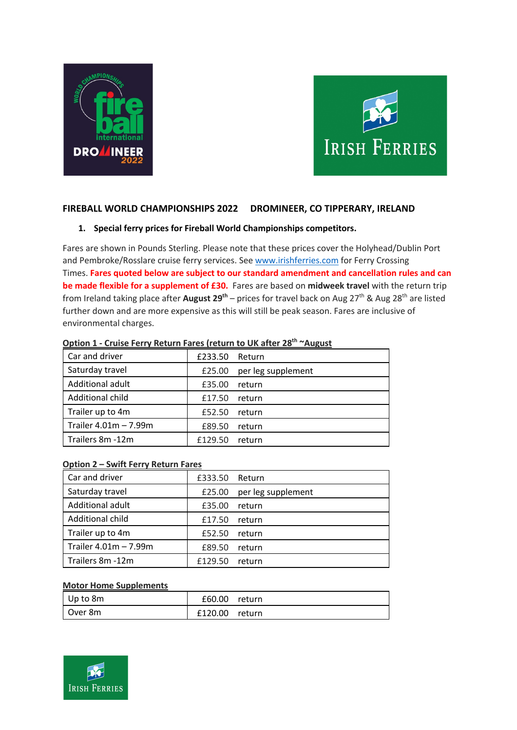## FIREBALL WORLD CHAMPIONSHIPS 2022 DROMINEER, CO TIPPERARY, IRELAND

### 1. Special ferry prices for Fireball World Championships competitors.

Fares are shown in Pounds Sterling. Please note that these prices cover the Holyhead/Dublin Port and Pembroke/Rosslare cruise ferry services. See www.irishferries.com for Ferry Crossing Times. **Fares quoted below are subject to our standard amendment and cancellation rules and can be made flexible for a supplement of £30.** Fares are based on **midweek travel** with the return trip from Ireland taking place after **August 29th** – prices for travel back on Aug 27th & Aug 28th are listed further down and are more expensive as this will still be peak season. Fares are inclusive of environmental charges.

**Option 1 - Cruise Ferry Return Fares (return to UK after 28th ~August**

| | | |
|---|---|---|
| Car and driver | £233.50 | Return |
| Saturday travel | £25.00 | per leg supplement |
| Additional adult | £35.00 | return |
| Additional child | £17.50 | return |
| Trailer up to 4m | £52.50 | return |
| Trailer 4.01m – 7.99m | £89.50 | return |
| Trailers 8m -12m | £129.50 | return |

**Option 2 – Swift Ferry Return Fares**

| | | |
|---|---|---|
| Car and driver | £333.50 | Return |
| Saturday travel | £25.00 | per leg supplement |
| Additional adult | £35.00 | return |
| Additional child | £17.50 | return |
| Trailer up to 4m | £52.50 | return |
| Trailer 4.01m – 7.99m | £89.50 | return |
| Trailers 8m -12m | £129.50 | return |

**Motor Home Supplements**

| | | |
|---|---|---|
| Up to 8m | £60.00 | return |
| Over 8m | £120.00 | return |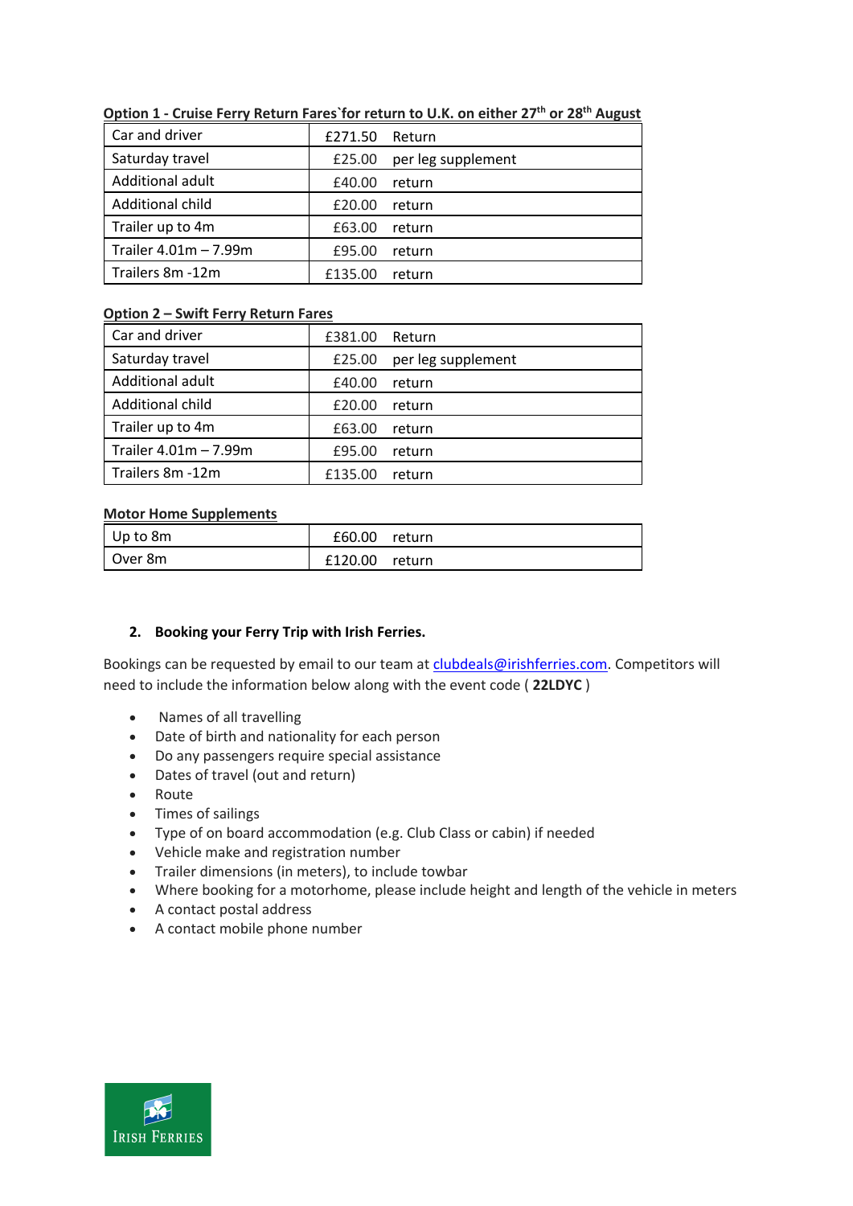**Option 1 - Cruise Ferry Return Fares`for return to U.K. on either 27th or 28th August**

| | | |
|---|---|---|
| Car and driver | £271.50 | Return |
| Saturday travel | £25.00 | per leg supplement |
| Additional adult | £40.00 | return |
| Additional child | £20.00 | return |
| Trailer up to 4m | £63.00 | return |
| Trailer 4.01m – 7.99m | £95.00 | return |
| Trailers 8m -12m | £135.00 | return |

**Option 2 – Swift Ferry Return Fares**

| | | |
|---|---|---|
| Car and driver | £381.00 | Return |
| Saturday travel | £25.00 | per leg supplement |
| Additional adult | £40.00 | return |
| Additional child | £20.00 | return |
| Trailer up to 4m | £63.00 | return |
| Trailer 4.01m – 7.99m | £95.00 | return |
| Trailers 8m -12m | £135.00 | return |

**Motor Home Supplements**

| | | |
|---|---|---|
| Up to 8m | £60.00 | return |
| Over 8m | £120.00 | return |

## 2. Booking your Ferry Trip with Irish Ferries.

Bookings can be requested by email to our team at clubdeals@irishferries.com. Competitors will need to include the information below along with the event code ( **22LDYC** )

- Names of all travelling
- Date of birth and nationality for each person
- Do any passengers require special assistance
- Dates of travel (out and return)
- Route
- Times of sailings
- Type of on board accommodation (e.g. Club Class or cabin) if needed
- Vehicle make and registration number
- Trailer dimensions (in meters), to include towbar
- Where booking for a motorhome, please include height and length of the vehicle in meters
- A contact postal address
- A contact mobile phone number

IRISH FERRIES